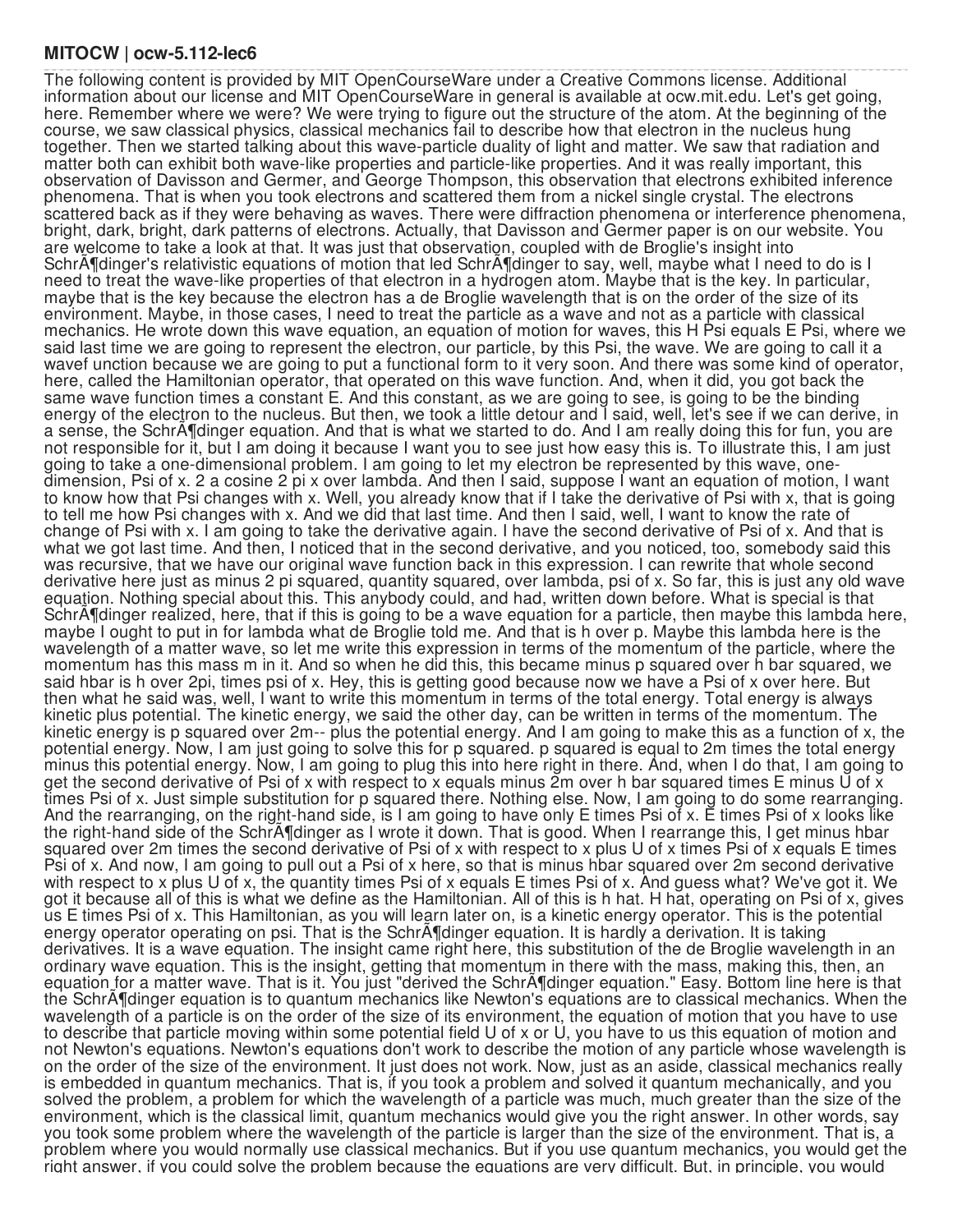**MITOCW | ocw-5.112-lec6**

The following content is provided by MIT OpenCourseWare under a Creative Commons license. Additional information about our license and MIT OpenCourseWare in general is available at ocw.mit.edu. Let's get going, here. Remember where we were? We were trying to figure out the structure of the atom. At the beginning of the course, we saw classical physics, classical mechanics fail to describe how that electron in the nucleus hung together. Then we started talking about this wave-particle duality of light and matter. We saw that radiation and matter both can exhibit both wave-like properties and particle-like properties. And it was really important, this observation of Davisson and Germer, and George Thompson, this observation that electrons exhibited inference phenomena. That is when you took electrons and scattered them from a nickel single crystal. The electrons scattered back as if they were behaving as waves. There were diffraction phenomena or interference phenomena, bright, dark, bright, dark patterns of electrons. Actually, that Davisson and Germer paper is on our website. You are welcome to take a look at that. It was just that observation, coupled with de Broglie's insight into SchrÃ¶dinger's relativistic equations of motion that led SchrÃ¶dinger to say, well, maybe what I need to do is I need to treat the wave-like properties of that electron in a hydrogen atom. Maybe that is the key. In particular, maybe that is the key because the electron has a de Broglie wavelength that is on the order of the size of its environment. Maybe, in those cases, I need to treat the particle as a wave and not as a particle with classical mechanics. He wrote down this wave equation, an equation of motion for waves, this H Psi equals E Psi, where we said last time we are going to represent the electron, our particle, by this Psi, the wave. We are going to call it a wavef unction because we are going to put a functional form to it very soon. And there was some kind of operator, here, called the Hamiltonian operator, that operated on this wave function. And, when it did, you got back the same wave function times a constant E. And this constant, as we are going to see, is going to be the binding energy of the electron to the nucleus. But then, we took a little detour and I said, well, let's see if we can derive, in a sense, the SchrÃ¶dinger equation. And that is what we started to do. And I am really doing this for fun, you are not responsible for it, but I am doing it because I want you to see just how easy this is. To illustrate this, I am just going to take a one-dimensional problem. I am going to let my electron be represented by this wave, one-dimension, Psi of x. 2 a cosine 2 pi x over lambda. And then I said, suppose I want an equation of motion, I want to know how that Psi changes with x. Well, you already know that if I take the derivative of Psi with x, that is going to tell me how Psi changes with x. And we did that last time. And then I said, well, I want to know the rate of change of Psi with x. I am going to take the derivative again. I have the second derivative of Psi of x. And that is what we got last time. And then, I noticed that in the second derivative, and you noticed, too, somebody said this was recursive, that we have our original wave function back in this expression. I can rewrite that whole second derivative here just as minus 2 pi squared, quantity squared, over lambda, psi of x. So far, this is just any old wave equation. Nothing special about this. This anybody could, and had, written down before. What is special is that SchrÃ¶dinger realized, here, that if this is going to be a wave equation for a particle, then maybe this lambda here, maybe I ought to put in for lambda what de Broglie told me. And that is h over p. Maybe this lambda here is the wavelength of a matter wave, so let me write this expression in terms of the momentum of the particle, where the momentum has this mass m in it. And so when he did this, this became minus p squared over h bar squared, we said hbar is h over 2pi, times psi of x. Hey, this is getting good because now we have a Psi of x over here. But then what he said was, well, I want to write this momentum in terms of the total energy. Total energy is always kinetic plus potential. The kinetic energy, we said the other day, can be written in terms of the momentum. The kinetic energy is p squared over 2m-- plus the potential energy. And I am going to make this as a function of x, the potential energy. Now, I am just going to solve this for p squared. p squared is equal to 2m times the total energy minus this potential energy. Now, I am going to plug this into here right in there. And, when I do that, I am going to get the second derivative of Psi of x with respect to x equals minus 2m over h bar squared times E minus U of x times Psi of x. Just simple substitution for p squared there. Nothing else. Now, I am going to do some rearranging. And the rearranging, on the right-hand side, is I am going to have only E times Psi of x. E times Psi of x looks like the right-hand side of the SchrÃ¶dinger as I wrote it down. That is good. When I rearrange this, I get minus hbar squared over 2m times the second derivative of Psi of x with respect to x plus U of x times Psi of x equals E times Psi of x. And now, I am going to pull out a Psi of x here, so that is minus hbar squared over 2m second derivative with respect to x plus U of x, the quantity times Psi of x equals E times Psi of x. And guess what? We've got it. We got it because all of this is what we define as the Hamiltonian. All of this is h hat. H hat, operating on Psi of x, gives us E times Psi of x. This Hamiltonian, as you will learn later on, is a kinetic energy operator. This is the potential energy operator operating on psi. That is the SchrÃ¶dinger equation. It is hardly a derivation. It is taking derivatives. It is a wave equation. The insight came right here, this substitution of the de Broglie wavelength in an ordinary wave equation. This is the insight, getting that momentum in there with the mass, making this, then, an equation for a matter wave. That is it. You just "derived the SchrÃ¶dinger equation." Easy. Bottom line here is that the SchrÃ¶dinger equation is to quantum mechanics like Newton's equations are to classical mechanics. When the wavelength of a particle is on the order of the size of its environment, the equation of motion that you have to use to describe that particle moving within some potential field U of x or U, you have to us this equation of motion and not Newton's equations. Newton's equations don't work to describe the motion of any particle whose wavelength is on the order of the size of the environment. It just does not work. Now, just as an aside, classical mechanics really is embedded in quantum mechanics. That is, if you took a problem and solved it quantum mechanically, and you solved the problem, a problem for which the wavelength of a particle was much, much greater than the size of the environment, which is the classical limit, quantum mechanics would give you the right answer. In other words, say you took some problem where the wavelength of the particle is larger than the size of the environment. That is, a problem where you would normally use classical mechanics. But if you use quantum mechanics, you would get the right answer, if you could solve the problem because the equations are very difficult. But, in principle, you would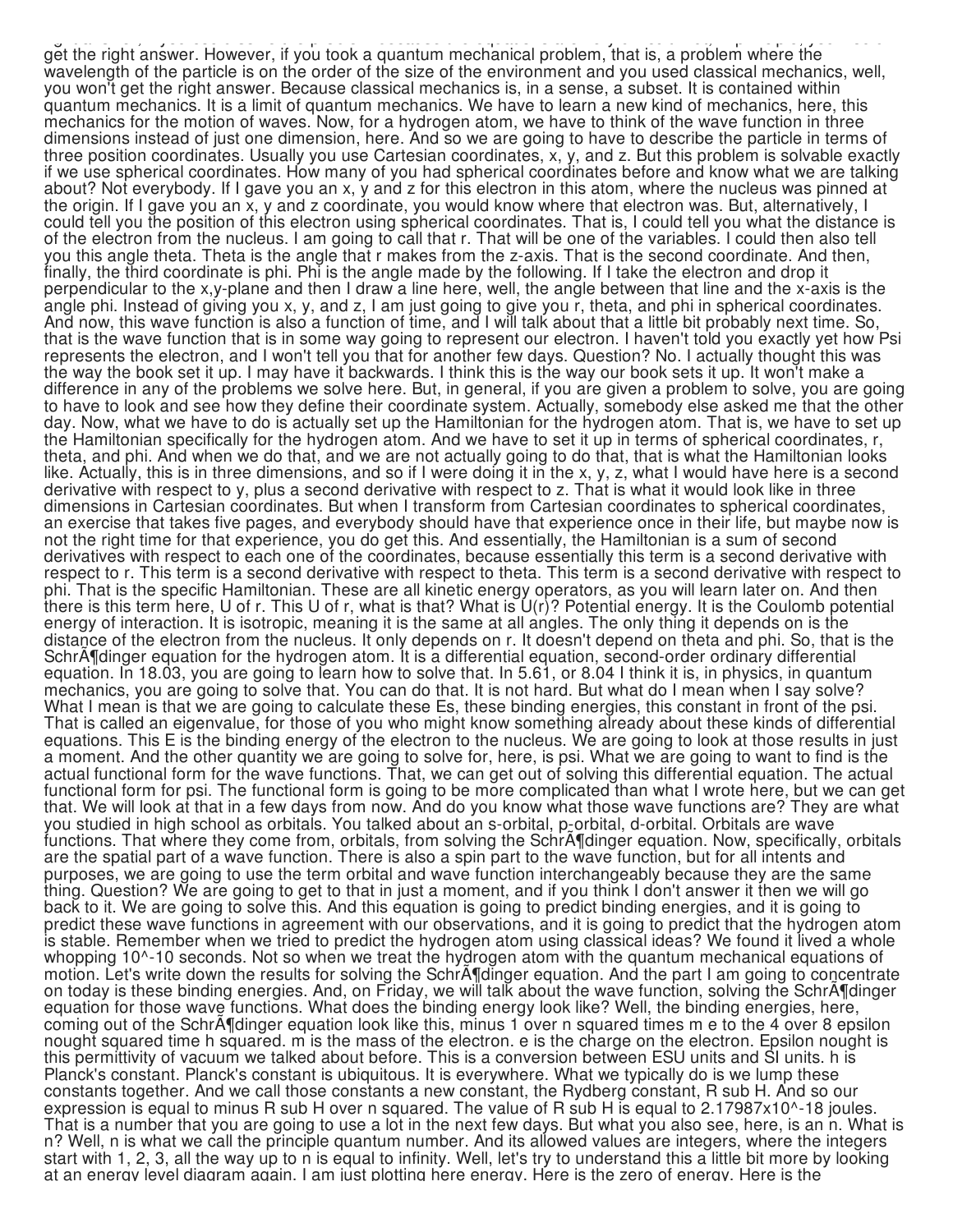get the right answer. However, if you took a quantum mechanical problem, that is, a problem where the wavelength of the particle is on the order of the size of the environment and you used classical mechanics, well, you won't get the right answer. Because classical mechanics is, in a sense, a subset. It is contained within quantum mechanics. It is a limit of quantum mechanics. We have to learn a new kind of mechanics, here, this mechanics for the motion of waves. Now, for a hydrogen atom, we have to think of the wave function in three dimensions instead of just one dimension, here. And so we are going to have to describe the particle in terms of three position coordinates. Usually you use Cartesian coordinates, x, y, and z. But this problem is solvable exactly if we use spherical coordinates. How many of you had spherical coordinates before and know what we are talking about? Not everybody. If I gave you an x, y and z for this electron in this atom, where the nucleus was pinned at the origin. If I gave you an x, y and z coordinate, you would know where that electron was. But, alternatively, I could tell you the position of this electron using spherical coordinates. That is, I could tell you what the distance is of the electron from the nucleus. I am going to call that r. That will be one of the variables. I could then also tell you this angle theta. Theta is the angle that r makes from the z-axis. That is the second coordinate. And then, finally, the third coordinate is phi. Phi is the angle made by the following. If I take the electron and drop it perpendicular to the x,y-plane and then I draw a line here, well, the angle between that line and the x-axis is the angle phi. Instead of giving you x, y, and z, I am just going to give you r, theta, and phi in spherical coordinates. And now, this wave function is also a function of time, and I will talk about that a little bit probably next time. So, that is the wave function that is in some way going to represent our electron. I haven't told you exactly yet how Psi represents the electron, and I won't tell you that for another few days. Question? No. I actually thought this was the way the book set it up. I may have it backwards. I think this is the way our book sets it up. It won't make a difference in any of the problems we solve here. But, in general, if you are given a problem to solve, you are going to have to look and see how they define their coordinate system. Actually, somebody else asked me that the other day. Now, what we have to do is actually set up the Hamiltonian for the hydrogen atom. That is, we have to set up the Hamiltonian specifically for the hydrogen atom. And we have to set it up in terms of spherical coordinates, r, theta, and phi. And when we do that, and we are not actually going to do that, that is what the Hamiltonian looks like. Actually, this is in three dimensions, and so if I were doing it in the x, y, z, what I would have here is a second derivative with respect to y, plus a second derivative with respect to z. That is what it would look like in three dimensions in Cartesian coordinates. But when I transform from Cartesian coordinates to spherical coordinates, an exercise that takes five pages, and everybody should have that experience once in their life, but maybe now is not the right time for that experience, you do get this. And essentially, the Hamiltonian is a sum of second derivatives with respect to each one of the coordinates, because essentially this term is a second derivative with respect to r. This term is a second derivative with respect to theta. This term is a second derivative with respect to phi. That is the specific Hamiltonian. These are all kinetic energy operators, as you will learn later on. And then there is this term here, U of r. This U of r, what is that? What is U(r)? Potential energy. It is the Coulomb potential energy of interaction. It is isotropic, meaning it is the same at all angles. The only thing it depends on is the distance of the electron from the nucleus. It only depends on r. It doesn't depend on theta and phi. So, that is the SchrÃ¶dinger equation for the hydrogen atom. It is a differential equation, second-order ordinary differential equation. In 18.03, you are going to learn how to solve that. In 5.61, or 8.04 I think it is, in physics, in quantum mechanics, you are going to solve that. You can do that. It is not hard. But what do I mean when I say solve? What I mean is that we are going to calculate these Es, these binding energies, this constant in front of the psi. That is called an eigenvalue, for those of you who might know something already about these kinds of differential equations. This E is the binding energy of the electron to the nucleus. We are going to look at those results in just a moment. And the other quantity we are going to solve for, here, is psi. What we are going to want to find is the actual functional form for the wave functions. That, we can get out of solving this differential equation. The actual functional form for psi. The functional form is going to be more complicated than what I wrote here, but we can get that. We will look at that in a few days from now. And do you know what those wave functions are? They are what you studied in high school as orbitals. You talked about an s-orbital, p-orbital, d-orbital. Orbitals are wave functions. That where they come from, orbitals, from solving the SchrÃ¶dinger equation. Now, specifically, orbitals are the spatial part of a wave function. There is also a spin part to the wave function, but for all intents and purposes, we are going to use the term orbital and wave function interchangeably because they are the same thing. Question? We are going to get to that in just a moment, and if you think I don't answer it then we will go back to it. We are going to solve this. And this equation is going to predict binding energies, and it is going to predict these wave functions in agreement with our observations, and it is going to predict that the hydrogen atom is stable. Remember when we tried to predict the hydrogen atom using classical ideas? We found it lived a whole whopping $10^{-10}$ seconds. Not so when we treat the hydrogen atom with the quantum mechanical equations of motion. Let's write down the results for solving the SchrÃ¶dinger equation. And the part I am going to concentrate on today is these binding energies. And, on Friday, we will talk about the wave function, solving the SchrÃ¶dinger equation for those wave functions. What does the binding energy look like? Well, the binding energies, here, coming out of the SchrÃ¶dinger equation look like this, minus 1 over n squared times m e to the 4 over 8 epsilon nought squared time h squared. m is the mass of the electron. e is the charge on the electron. Epsilon nought is this permittivity of vacuum we talked about before. This is a conversion between ESU units and SI units. h is Planck's constant. Planck's constant is ubiquitous. It is everywhere. What we typically do is we lump these constants together. And we call those constants a new constant, the Rydberg constant, R sub H. And so our expression is equal to minus R sub H over n squared. The value of R sub H is equal to $2.17987 \times 10^{-18}$ joules. That is a number that you are going to use a lot in the next few days. But what you also see, here, is an n. What is n? Well, n is what we call the principle quantum number. And its allowed values are integers, where the integers start with 1, 2, 3, all the way up to n is equal to infinity. Well, let's try to understand this a little bit more by looking at an energy level diagram again. I am just plotting here energy. Here is the zero of energy. Here is the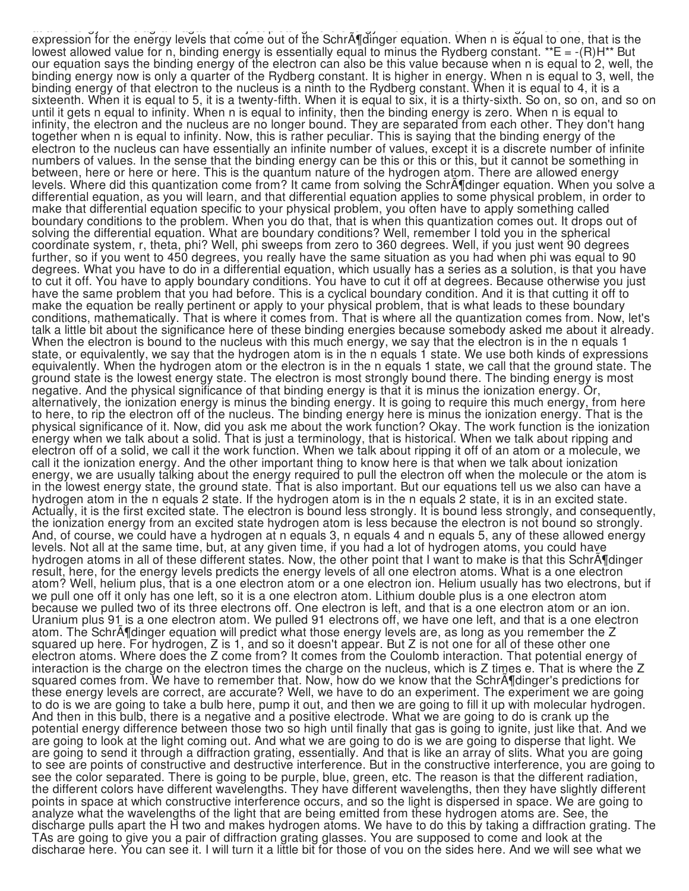expression for the energy levels that come out of the SchrÃ¶dinger equation. When n is equal to one, that is the lowest allowed value for n, binding energy is essentially equal to minus the Rydberg constant. **E = -(R)H** But our equation says the binding energy of the electron can also be this value because when n is equal to 2, well, the binding energy now is only a quarter of the Rydberg constant. It is higher in energy. When n is equal to 3, well, the binding energy of that electron to the nucleus is a ninth to the Rydberg constant. When it is equal to 4, it is a sixteenth. When it is equal to 5, it is a twenty-fifth. When it is equal to six, it is a thirty-sixth. So on, so on, and so on until it gets n equal to infinity. When n is equal to infinity, then the binding energy is zero. When n is equal to infinity, the electron and the nucleus are no longer bound. They are separated from each other. They don't hang together when n is equal to infinity. Now, this is rather peculiar. This is saying that the binding energy of the electron to the nucleus can have essentially an infinite number of values, except it is a discrete number of infinite numbers of values. In the sense that the binding energy can be this or this or this, but it cannot be something in between, here or here or here. This is the quantum nature of the hydrogen atom. There are allowed energy levels. Where did this quantization come from? It came from solving the SchrÃ¶dinger equation. When you solve a differential equation, as you will learn, and that differential equation applies to some physical problem, in order to make that differential equation specific to your physical problem, you often have to apply something called boundary conditions to the problem. When you do that, that is when this quantization comes out. It drops out of solving the differential equation. What are boundary conditions? Well, remember I told you in the spherical coordinate system, r, theta, phi? Well, phi sweeps from zero to 360 degrees. Well, if you just went 90 degrees further, so if you went to 450 degrees, you really have the same situation as you had when phi was equal to 90 degrees. What you have to do in a differential equation, which usually has a series as a solution, is that you have to cut it off. You have to apply boundary conditions. You have to cut it off at degrees. Because otherwise you just have the same problem that you had before. This is a cyclical boundary condition. And it is that cutting it off to make the equation be really pertinent or apply to your physical problem, that is what leads to these boundary conditions, mathematically. That is where it comes from. That is where all the quantization comes from. Now, let's talk a little bit about the significance here of these binding energies because somebody asked me about it already. When the electron is bound to the nucleus with this much energy, we say that the electron is in the n equals 1 state, or equivalently, we say that the hydrogen atom is in the n equals 1 state. We use both kinds of expressions equivalently. When the hydrogen atom or the electron is in the n equals 1 state, we call that the ground state. The ground state is the lowest energy state. The electron is most strongly bound there. The binding energy is most negative. And the physical significance of that binding energy is that it is minus the ionization energy. Or, alternatively, the ionization energy is minus the binding energy. It is going to require this much energy, from here to here, to rip the electron off of the nucleus. The binding energy here is minus the ionization energy. That is the physical significance of it. Now, did you ask me about the work function? Okay. The work function is the ionization energy when we talk about a solid. That is just a terminology, that is historical. When we talk about ripping and electron off of a solid, we call it the work function. When we talk about ripping it off of an atom or a molecule, we call it the ionization energy. And the other important thing to know here is that when we talk about ionization energy, we are usually talking about the energy required to pull the electron off when the molecule or the atom is in the lowest energy state, the ground state. That is also important. But our equations tell us we also can have a hydrogen atom in the n equals 2 state. If the hydrogen atom is in the n equals 2 state, it is in an excited state. Actually, it is the first excited state. The electron is bound less strongly. It is bound less strongly, and consequently, the ionization energy from an excited state hydrogen atom is less because the electron is not bound so strongly. And, of course, we could have a hydrogen at n equals 3, n equals 4 and n equals 5, any of these allowed energy levels. Not all at the same time, but, at any given time, if you had a lot of hydrogen atoms, you could have hydrogen atoms in all of these different states. Now, the other point that I want to make is that this SchrÃ¶dinger result, here, for the energy levels predicts the energy levels of all one electron atoms. What is a one electron atom? Well, helium plus, that is a one electron atom or a one electron ion. Helium usually has two electrons, but if we pull one off it only has one left, so it is a one electron atom. Lithium double plus is a one electron atom because we pulled two of its three electrons off. One electron is left, and that is a one electron atom or an ion. Uranium plus 91 is a one electron atom. We pulled 91 electrons off, we have one left, and that is a one electron atom. The SchrÃ¶dinger equation will predict what those energy levels are, as long as you remember the Z squared up here. For hydrogen, Z is 1, and so it doesn't appear. But Z is not one for all of these other one electron atoms. Where does the Z come from? It comes from the Coulomb interaction. That potential energy of interaction is the charge on the electron times the charge on the nucleus, which is Z times e. That is where the Z squared comes from. We have to remember that. Now, how do we know that the SchrÃ¶dinger's predictions for these energy levels are correct, are accurate? Well, we have to do an experiment. The experiment we are going to do is we are going to take a bulb here, pump it out, and then we are going to fill it up with molecular hydrogen. And then in this bulb, there is a negative and a positive electrode. What we are going to do is crank up the potential energy difference between those two so high until finally that gas is going to ignite, just like that. And we are going to look at the light coming out. And what we are going to do is we are going to disperse that light. We are going to send it through a diffraction grating, essentially. And that is like an array of slits. What you are going to see are points of constructive and destructive interference. But in the constructive interference, you are going to see the color separated. There is going to be purple, blue, green, etc. The reason is that the different radiation, the different colors have different wavelengths. They have different wavelengths, then they have slightly different points in space at which constructive interference occurs, and so the light is dispersed in space. We are going to analyze what the wavelengths of the light that are being emitted from these hydrogen atoms are. See, the discharge pulls apart the H two and makes hydrogen atoms. We have to do this by taking a diffraction grating. The TAs are going to give you a pair of diffraction grating glasses. You are supposed to come and look at the discharge here. You can see it. I will turn it a little bit for those of you on the sides here. And we will see what we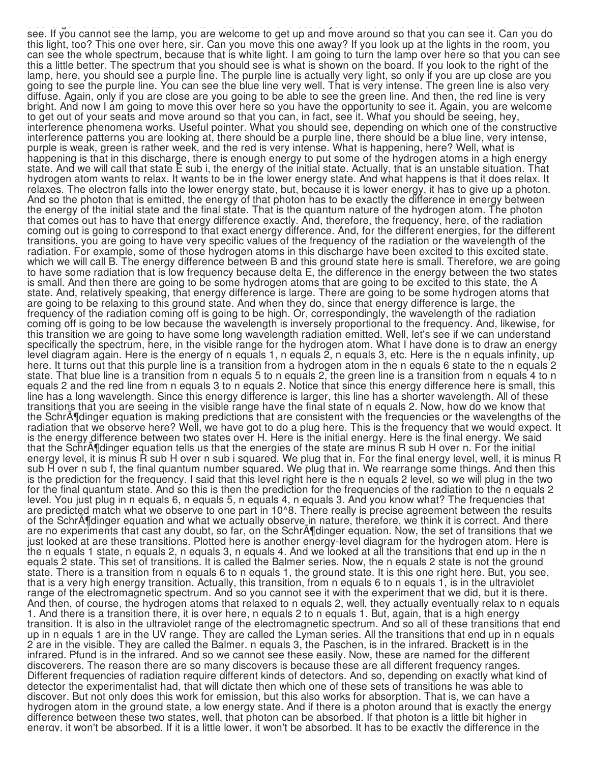see. If you cannot see the lamp, you are welcome to get up and move around so that you can see it. Can you do this light, too? This one over here, sir. Can you move this one away? If you look up at the lights in the room, you can see the whole spectrum, because that is white light. I am going to turn the lamp over here so that you can see this a little better. The spectrum that you should see is what is shown on the board. If you look to the right of the lamp, here, you should see a purple line. The purple line is actually very light, so only if you are up close are you going to see the purple line. You can see the blue line very well. That is very intense. The green line is also very diffuse. Again, only if you are close are you going to be able to see the green line. And then, the red line is very bright. And now I am going to move this over here so you have the opportunity to see it. Again, you are welcome to get out of your seats and move around so that you can, in fact, see it. What you should be seeing, hey, interference phenomena works. Useful pointer. What you should see, depending on which one of the constructive interference patterns you are looking at, there should be a purple line, there should be a blue line, very intense, purple is weak, green is rather week, and the red is very intense. What is happening, here? Well, what is happening is that in this discharge, there is enough energy to put some of the hydrogen atoms in a high energy state. And we will call that state E sub i, the energy of the initial state. Actually, that is an unstable situation. That hydrogen atom wants to relax. It wants to be in the lower energy state. And what happens is that it does relax. It relaxes. The electron falls into the lower energy state, but, because it is lower energy, it has to give up a photon. And so the photon that is emitted, the energy of that photon has to be exactly the difference in energy between the energy of the initial state and the final state. That is the quantum nature of the hydrogen atom. The photon that comes out has to have that energy difference exactly. And, therefore, the frequency, here, of the radiation coming out is going to correspond to that exact energy difference. And, for the different energies, for the different transitions, you are going to have very specific values of the frequency of the radiation or the wavelength of the radiation. For example, some of those hydrogen atoms in this discharge have been excited to this excited state, which we will call B. The energy difference between B and this ground state here is small. Therefore, we are going to have some radiation that is low frequency because delta E, the difference in the energy between the two states is small. And then there are going to be some hydrogen atoms that are going to be excited to this state, the A state. And, relatively speaking, that energy difference is large. There are going to be some hydrogen atoms that are going to be relaxing to this ground state. And when they do, since that energy difference is large, the frequency of the radiation coming off is going to be high. Or, correspondingly, the wavelength of the radiation coming off is going to be low because the wavelength is inversely proportional to the frequency. And, likewise, for this transition we are going to have some long wavelength radiation emitted. Well, let's see if we can understand specifically the spectrum, here, in the visible range for the hydrogen atom. What I have done is to draw an energy level diagram again. Here is the energy of n equals 1, n equals 2, n equals 3, etc. Here is the n equals infinity, up here. It turns out that this purple line is a transition from a hydrogen atom in the n equals 6 state to the n equals 2 state. That blue line is a transition from n equals 5 to n equals 2, the green line is a transition from n equals 4 to n equals 2 and the red line from n equals 3 to n equals 2. Notice that since this energy difference here is small, this line has a long wavelength. Since this energy difference is larger, this line has a shorter wavelength. All of these transitions that you are seeing in the visible range have the final state of n equals 2. Now, how do we know that the SchrÃ¶dinger equation is making predictions that are consistent with the frequencies or the wavelengths of the radiation that we observe here? Well, we have got to do a plug here. This is the frequency that we would expect. It is the energy difference between two states over H. Here is the initial energy. Here is the final energy. We said that the SchrÃ¶dinger equation tells us that the energies of the state are minus R sub H over n. For the initial energy level, it is minus R sub H over n sub i squared. We plug that in. For the final energy level, well, it is minus R sub H over n sub f, the final quantum number squared. We plug that in. We rearrange some things. And then this is the prediction for the frequency. I said that this level right here is the n equals 2 level, so we will plug in the two for the final quantum state. And so this is then the prediction for the frequencies of the radiation to the n equals 2 level. You just plug in n equals 6, n equals 5, n equals 4, n equals 3. And you know what? The frequencies that are predicted match what we observe to one part in 10^8. There really is precise agreement between the results of the SchrÃ¶dinger equation and what we actually observe in nature, therefore, we think it is correct. And there are no experiments that cast any doubt, so far, on the SchrÃ¶dinger equation. Now, the set of transitions that we just looked at are these transitions. Plotted here is another energy-level diagram for the hydrogen atom. Here is the n equals 1 state, n equals 2, n equals 3, n equals 4. And we looked at all the transitions that end up in the n equals 2 state. This set of transitions. It is called the Balmer series. Now, the n equals 2 state is not the ground state. There is a transition from n equals 6 to n equals 1, the ground state. It is this one right here. But, you see, that is a very high energy transition. Actually, this transition, from n equals 6 to n equals 1, is in the ultraviolet range of the electromagnetic spectrum. And so you cannot see it with the experiment that we did, but it is there. And then, of course, the hydrogen atoms that relaxed to n equals 2, well, they actually eventually relax to n equals 1. And there is a transition there, it is over here, n equals 2 to n equals 1. But, again, that is a high energy transition. It is also in the ultraviolet range of the electromagnetic spectrum. And so all of these transitions that end up in n equals 1 are in the UV range. They are called the Lyman series. All the transitions that end up in n equals 2 are in the visible. They are called the Balmer. n equals 3, the Paschen, is in the infrared. Brackett is in the infrared. Pfund is in the infrared. And so we cannot see these easily. Now, these are named for the different discoverers. The reason there are so many discovers is because these are all different frequency ranges. Different frequencies of radiation require different kinds of detectors. And so, depending on exactly what kind of detector the experimentalist had, that will dictate then which one of these sets of transitions he was able to discover. But not only does this work for emission, but this also works for absorption. That is, we can have a hydrogen atom in the ground state, a low energy state. And if there is a photon around that is exactly the energy difference between these two states, well, that photon can be absorbed. If that photon is a little bit higher in energy, it won't be absorbed. If it is a little lower, it won't be absorbed. It has to be exactly the difference in the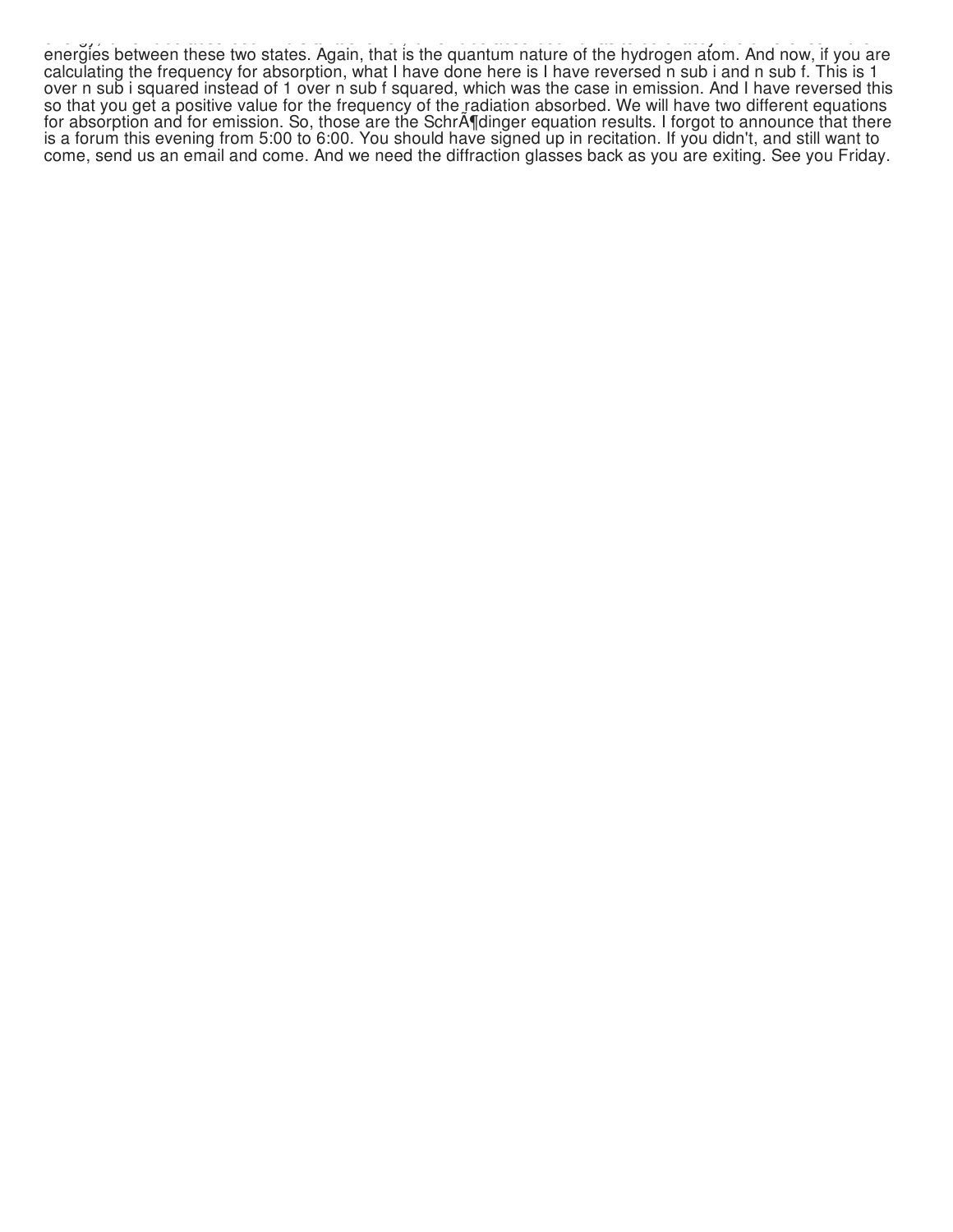energies between these two states. Again, that is the quantum nature of the hydrogen atom. And now, if you are calculating the frequency for absorption, what I have done here is I have reversed n sub i and n sub f. This is 1 over n sub i squared instead of 1 over n sub f squared, which was the case in emission. And I have reversed this so that you get a positive value for the frequency of the radiation absorbed. We will have two different equations for absorption and for emission. So, those are the SchrÃ¶dinger equation results. I forgot to announce that there is a forum this evening from 5:00 to 6:00. You should have signed up in recitation. If you didn't, and still want to come, send us an email and come. And we need the diffraction glasses back as you are exiting. See you Friday.